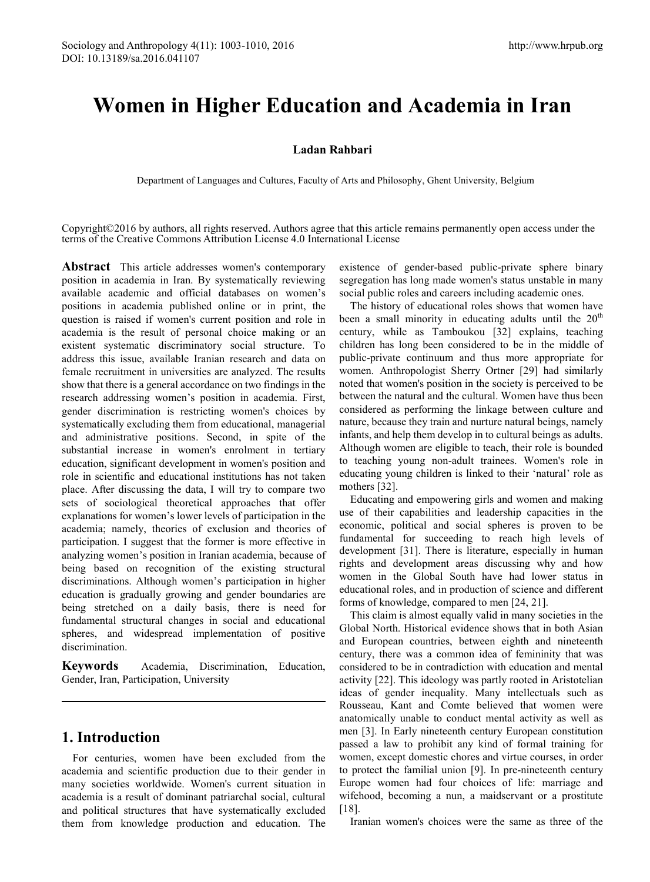# Women in Higher Education and Academia in Iran

**Ladan Rahbari**

Department of Languages and Cultures, Faculty of Arts and Philosophy, Ghent University, Belgium

Copyright©2016 by authors, all rights reserved. Authors agree that this article remains permanently open access under the terms of the Creative Commons Attribution License 4.0 International License

**Abstract** This article addresses women's contemporary position in academia in Iran. By systematically reviewing available academic and official databases on women's positions in academia published online or in print, the question is raised if women's current position and role in academia is the result of personal choice making or an existent systematic discriminatory social structure. To address this issue, available Iranian research and data on female recruitment in universities are analyzed. The results show that there is a general accordance on two findings in the research addressing women's position in academia. First, gender discrimination is restricting women's choices by systematically excluding them from educational, managerial and administrative positions. Second, in spite of the substantial increase in women's enrolment in tertiary education, significant development in women's position and role in scientific and educational institutions has not taken place. After discussing the data, I will try to compare two sets of sociological theoretical approaches that offer explanations for women's lower levels of participation in the academia; namely, theories of exclusion and theories of participation. I suggest that the former is more effective in analyzing women's position in Iranian academia, because of being based on recognition of the existing structural discriminations. Although women's participation in higher education is gradually growing and gender boundaries are being stretched on a daily basis, there is need for fundamental structural changes in social and educational spheres, and widespread implementation of positive discrimination.

**Keywords** Academia, Discrimination, Education, Gender, Iran, Participation, University

## 1. Introduction

For centuries, women have been excluded from the academia and scientific production due to their gender in many societies worldwide. Women's current situation in academia is a result of dominant patriarchal social, cultural and political structures that have systematically excluded them from knowledge production and education. The existence of gender-based public-private sphere binary segregation has long made women's status unstable in many social public roles and careers including academic ones.

The history of educational roles shows that women have been a small minority in educating adults until the 20th century, while as Tamboukou [32] explains, teaching children has long been considered to be in the middle of public-private continuum and thus more appropriate for women. Anthropologist Sherry Ortner [29] had similarly noted that women's position in the society is perceived to be between the natural and the cultural. Women have thus been considered as performing the linkage between culture and nature, because they train and nurture natural beings, namely infants, and help them develop in to cultural beings as adults. Although women are eligible to teach, their role is bounded to teaching young non-adult trainees. Women's role in educating young children is linked to their 'natural' role as mothers [32].

Educating and empowering girls and women and making use of their capabilities and leadership capacities in the economic, political and social spheres is proven to be fundamental for succeeding to reach high levels of development [31]. There is literature, especially in human rights and development areas discussing why and how women in the Global South have had lower status in educational roles, and in production of science and different forms of knowledge, compared to men [24, 21].

This claim is almost equally valid in many societies in the Global North. Historical evidence shows that in both Asian and European countries, between eighth and nineteenth century, there was a common idea of femininity that was considered to be in contradiction with education and mental activity [22]. This ideology was partly rooted in Aristotelian ideas of gender inequality. Many intellectuals such as Rousseau, Kant and Comte believed that women were anatomically unable to conduct mental activity as well as men [3]. In Early nineteenth century European constitution passed a law to prohibit any kind of formal training for women, except domestic chores and virtue courses, in order to protect the familial union [9]. In pre-nineteenth century Europe women had four choices of life: marriage and wifehood, becoming a nun, a maidservant or a prostitute [18].

Iranian women's choices were the same as three of the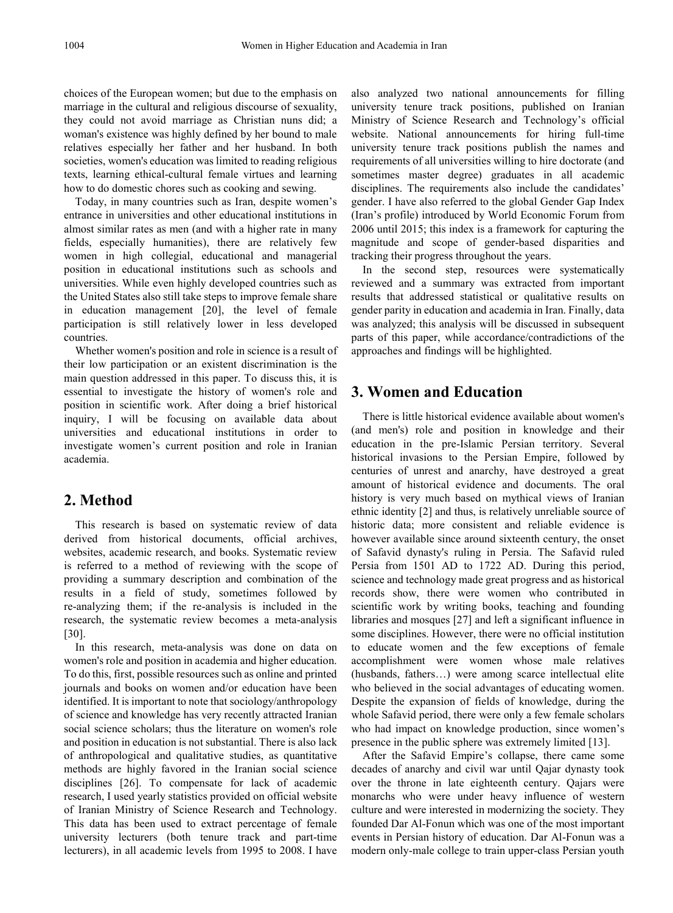choices of the European women; but due to the emphasis on marriage in the cultural and religious discourse of sexuality, they could not avoid marriage as Christian nuns did; a woman's existence was highly defined by her bound to male relatives especially her father and her husband. In both societies, women's education was limited to reading religious texts, learning ethical-cultural female virtues and learning how to do domestic chores such as cooking and sewing.

Today, in many countries such as Iran, despite women's entrance in universities and other educational institutions in almost similar rates as men (and with a higher rate in many fields, especially humanities), there are relatively few women in high collegial, educational and managerial position in educational institutions such as schools and universities. While even highly developed countries such as the United States also still take steps to improve female share in education management [20], the level of female participation is still relatively lower in less developed countries.

Whether women's position and role in science is a result of their low participation or an existent discrimination is the main question addressed in this paper. To discuss this, it is essential to investigate the history of women's role and position in scientific work. After doing a brief historical inquiry, I will be focusing on available data about universities and educational institutions in order to investigate women's current position and role in Iranian academia.

## 2. Method

This research is based on systematic review of data derived from historical documents, official archives, websites, academic research, and books. Systematic review is referred to a method of reviewing with the scope of providing a summary description and combination of the results in a field of study, sometimes followed by re-analyzing them; if the re-analysis is included in the research, the systematic review becomes a meta-analysis [30].

In this research, meta-analysis was done on data on women's role and position in academia and higher education. To do this, first, possible resources such as online and printed journals and books on women and/or education have been identified. It is important to note that sociology/anthropology of science and knowledge has very recently attracted Iranian social science scholars; thus the literature on women's role and position in education is not substantial. There is also lack of anthropological and qualitative studies, as quantitative methods are highly favored in the Iranian social science disciplines [26]. To compensate for lack of academic research, I used yearly statistics provided on official website of Iranian Ministry of Science Research and Technology. This data has been used to extract percentage of female university lecturers (both tenure track and part-time lecturers), in all academic levels from 1995 to 2008. I have also analyzed two national announcements for filling university tenure track positions, published on Iranian Ministry of Science Research and Technology's official website. National announcements for hiring full-time university tenure track positions publish the names and requirements of all universities willing to hire doctorate (and sometimes master degree) graduates in all academic disciplines. The requirements also include the candidates' gender. I have also referred to the global Gender Gap Index (Iran's profile) introduced by World Economic Forum from 2006 until 2015; this index is a framework for capturing the magnitude and scope of gender-based disparities and tracking their progress throughout the years.

In the second step, resources were systematically reviewed and a summary was extracted from important results that addressed statistical or qualitative results on gender parity in education and academia in Iran. Finally, data was analyzed; this analysis will be discussed in subsequent parts of this paper, while accordance/contradictions of the approaches and findings will be highlighted.

## 3. Women and Education

There is little historical evidence available about women's (and men's) role and position in knowledge and their education in the pre-Islamic Persian territory. Several historical invasions to the Persian Empire, followed by centuries of unrest and anarchy, have destroyed a great amount of historical evidence and documents. The oral history is very much based on mythical views of Iranian ethnic identity [2] and thus, is relatively unreliable source of historic data; more consistent and reliable evidence is however available since around sixteenth century, the onset of Safavid dynasty's ruling in Persia. The Safavid ruled Persia from 1501 AD to 1722 AD. During this period, science and technology made great progress and as historical records show, there were women who contributed in scientific work by writing books, teaching and founding libraries and mosques [27] and left a significant influence in some disciplines. However, there were no official institution to educate women and the few exceptions of female accomplishment were women whose male relatives (husbands, fathers…) were among scarce intellectual elite who believed in the social advantages of educating women. Despite the expansion of fields of knowledge, during the whole Safavid period, there were only a few female scholars who had impact on knowledge production, since women's presence in the public sphere was extremely limited [13].

After the Safavid Empire's collapse, there came some decades of anarchy and civil war until Qajar dynasty took over the throne in late eighteenth century. Qajars were monarchs who were under heavy influence of western culture and were interested in modernizing the society. They founded Dar Al-Fonun which was one of the most important events in Persian history of education. Dar Al-Fonun was a modern only-male college to train upper-class Persian youth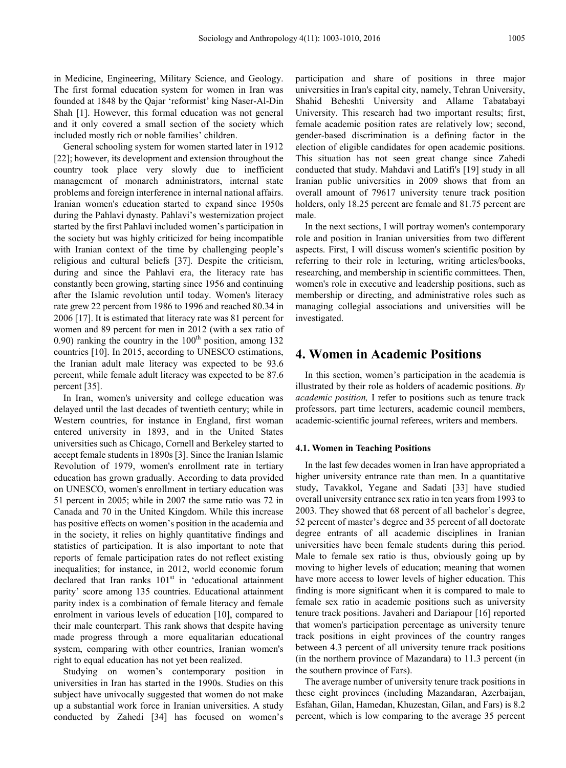in Medicine, Engineering, Military Science, and Geology. The first formal education system for women in Iran was founded at 1848 by the Qajar 'reformist' king Naser-Al-Din Shah [1]. However, this formal education was not general and it only covered a small section of the society which included mostly rich or noble families' children.

General schooling system for women started later in 1912 [22]; however, its development and extension throughout the country took place very slowly due to inefficient management of monarch administrators, internal state problems and foreign interference in internal national affairs. Iranian women's education started to expand since 1950s during the Pahlavi dynasty. Pahlavi's westernization project started by the first Pahlavi included women's participation in the society but was highly criticized for being incompatible with Iranian context of the time by challenging people's religious and cultural beliefs [37]. Despite the criticism, during and since the Pahlavi era, the literacy rate has constantly been growing, starting since 1956 and continuing after the Islamic revolution until today. Women's literacy rate grew 22 percent from 1986 to 1996 and reached 80.34 in 2006 [17]. It is estimated that literacy rate was 81 percent for women and 89 percent for men in 2012 (with a sex ratio of 0.90) ranking the country in the 100th position, among 132 countries [10]. In 2015, according to UNESCO estimations, the Iranian adult male literacy was expected to be 93.6 percent, while female adult literacy was expected to be 87.6 percent [35].

In Iran, women's university and college education was delayed until the last decades of twentieth century; while in Western countries, for instance in England, first woman entered university in 1893, and in the United States universities such as Chicago, Cornell and Berkeley started to accept female students in 1890s [3]. Since the Iranian Islamic Revolution of 1979, women's enrollment rate in tertiary education has grown gradually. According to data provided on UNESCO, women's enrollment in tertiary education was 51 percent in 2005; while in 2007 the same ratio was 72 in Canada and 70 in the United Kingdom. While this increase has positive effects on women's position in the academia and in the society, it relies on highly quantitative findings and statistics of participation. It is also important to note that reports of female participation rates do not reflect existing inequalities; for instance, in 2012, world economic forum declared that Iran ranks 101st in 'educational attainment parity' score among 135 countries. Educational attainment parity index is a combination of female literacy and female enrolment in various levels of education [10], compared to their male counterpart. This rank shows that despite having made progress through a more equalitarian educational system, comparing with other countries, Iranian women's right to equal education has not yet been realized.

Studying on women's contemporary position in universities in Iran has started in the 1990s. Studies on this subject have univocally suggested that women do not make up a substantial work force in Iranian universities. A study conducted by Zahedi [34] has focused on women's participation and share of positions in three major universities in Iran's capital city, namely, Tehran University, Shahid Beheshti University and Allame Tabatabayi University. This research had two important results; first, female academic position rates are relatively low; second, gender-based discrimination is a defining factor in the election of eligible candidates for open academic positions. This situation has not seen great change since Zahedi conducted that study. Mahdavi and Latifi's [19] study in all Iranian public universities in 2009 shows that from an overall amount of 79617 university tenure track position holders, only 18.25 percent are female and 81.75 percent are male.

In the next sections, I will portray women's contemporary role and position in Iranian universities from two different aspects. First, I will discuss women's scientific position by referring to their role in lecturing, writing articles/books, researching, and membership in scientific committees. Then, women's role in executive and leadership positions, such as membership or directing, and administrative roles such as managing collegial associations and universities will be investigated.

# 4. Women in Academic Positions

In this section, women's participation in the academia is illustrated by their role as holders of academic positions. *By academic position,* I refer to positions such as tenure track professors, part time lecturers, academic council members, academic-scientific journal referees, writers and members.

### 4.1. Women in Teaching Positions

In the last few decades women in Iran have appropriated a higher university entrance rate than men. In a quantitative study, Tavakkol, Yegane and Sadati [33] have studied overall university entrance sex ratio in ten years from 1993 to 2003. They showed that 68 percent of all bachelor's degree, 52 percent of master's degree and 35 percent of all doctorate degree entrants of all academic disciplines in Iranian universities have been female students during this period. Male to female sex ratio is thus, obviously going up by moving to higher levels of education; meaning that women have more access to lower levels of higher education. This finding is more significant when it is compared to male to female sex ratio in academic positions such as university tenure track positions. Javaheri and Dariapour [16] reported that women's participation percentage as university tenure track positions in eight provinces of the country ranges between 4.3 percent of all university tenure track positions (in the northern province of Mazandara) to 11.3 percent (in the southern province of Fars).

The average number of university tenure track positions in these eight provinces (including Mazandaran, Azerbaijan, Esfahan, Gilan, Hamedan, Khuzestan, Gilan, and Fars) is 8.2 percent, which is low comparing to the average 35 percent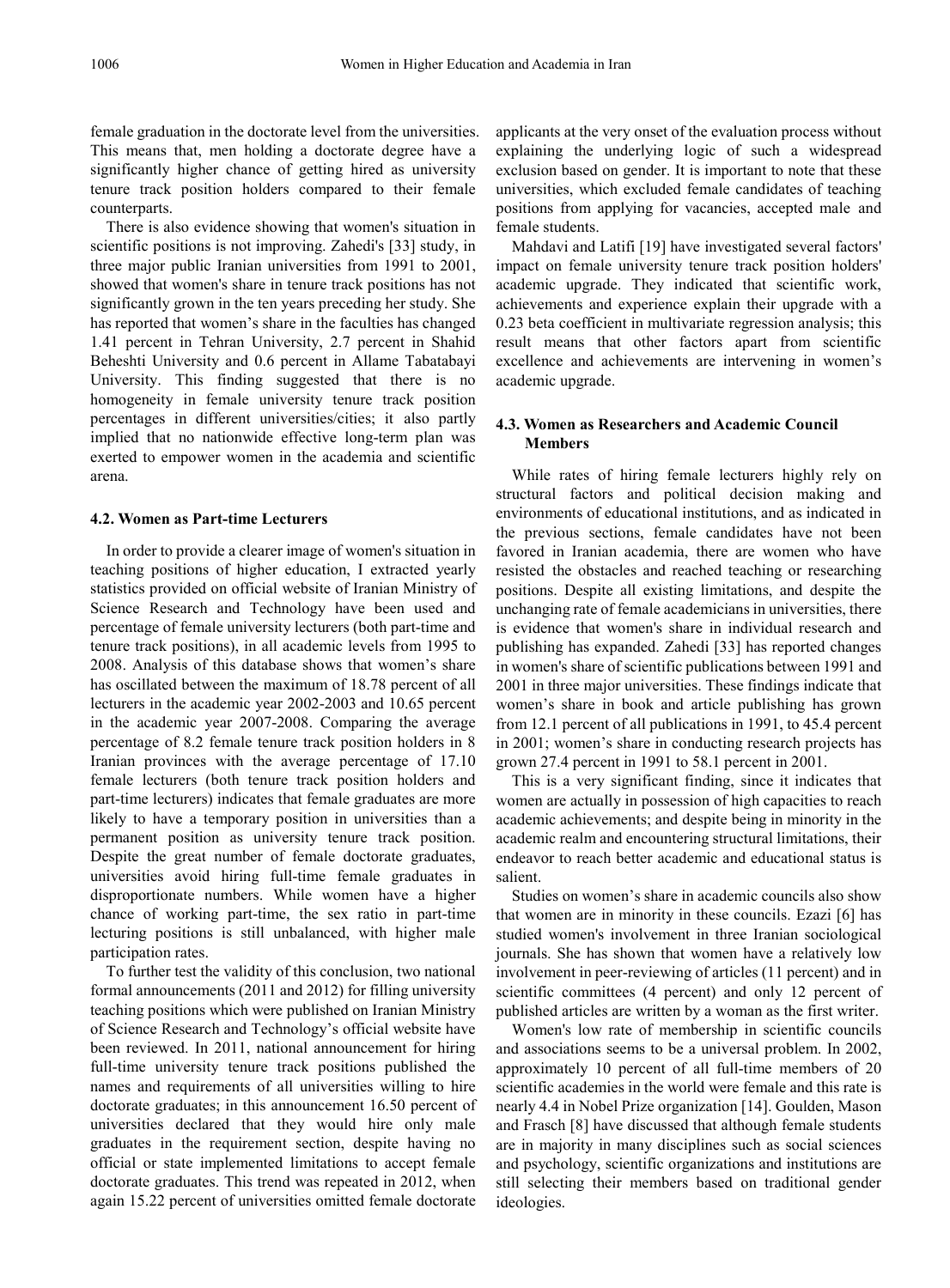female graduation in the doctorate level from the universities. This means that, men holding a doctorate degree have a significantly higher chance of getting hired as university tenure track position holders compared to their female counterparts.

There is also evidence showing that women's situation in scientific positions is not improving. Zahedi's [33] study, in three major public Iranian universities from 1991 to 2001, showed that women's share in tenure track positions has not significantly grown in the ten years preceding her study. She has reported that women's share in the faculties has changed 1.41 percent in Tehran University, 2.7 percent in Shahid Beheshti University and 0.6 percent in Allame Tabatabayi University. This finding suggested that there is no homogeneity in female university tenure track position percentages in different universities/cities; it also partly implied that no nationwide effective long-term plan was exerted to empower women in the academia and scientific arena.

### 4.2. Women as Part-time Lecturers

In order to provide a clearer image of women's situation in teaching positions of higher education, I extracted yearly statistics provided on official website of Iranian Ministry of Science Research and Technology have been used and percentage of female university lecturers (both part-time and tenure track positions), in all academic levels from 1995 to 2008. Analysis of this database shows that women's share has oscillated between the maximum of 18.78 percent of all lecturers in the academic year 2002-2003 and 10.65 percent in the academic year 2007-2008. Comparing the average percentage of 8.2 female tenure track position holders in 8 Iranian provinces with the average percentage of 17.10 female lecturers (both tenure track position holders and part-time lecturers) indicates that female graduates are more likely to have a temporary position in universities than a permanent position as university tenure track position. Despite the great number of female doctorate graduates, universities avoid hiring full-time female graduates in disproportionate numbers. While women have a higher chance of working part-time, the sex ratio in part-time lecturing positions is still unbalanced, with higher male participation rates.

To further test the validity of this conclusion, two national formal announcements (2011 and 2012) for filling university teaching positions which were published on Iranian Ministry of Science Research and Technology's official website have been reviewed. In 2011, national announcement for hiring full-time university tenure track positions published the names and requirements of all universities willing to hire doctorate graduates; in this announcement 16.50 percent of universities declared that they would hire only male graduates in the requirement section, despite having no official or state implemented limitations to accept female doctorate graduates. This trend was repeated in 2012, when again 15.22 percent of universities omitted female doctorate applicants at the very onset of the evaluation process without explaining the underlying logic of such a widespread exclusion based on gender. It is important to note that these universities, which excluded female candidates of teaching positions from applying for vacancies, accepted male and female students.

Mahdavi and Latifi [19] have investigated several factors' impact on female university tenure track position holders' academic upgrade. They indicated that scientific work, achievements and experience explain their upgrade with a 0.23 beta coefficient in multivariate regression analysis; this result means that other factors apart from scientific excellence and achievements are intervening in women's academic upgrade.

### 4.3. Women as Researchers and Academic Council Members

While rates of hiring female lecturers highly rely on structural factors and political decision making and environments of educational institutions, and as indicated in the previous sections, female candidates have not been favored in Iranian academia, there are women who have resisted the obstacles and reached teaching or researching positions. Despite all existing limitations, and despite the unchanging rate of female academicians in universities, there is evidence that women's share in individual research and publishing has expanded. Zahedi [33] has reported changes in women's share of scientific publications between 1991 and 2001 in three major universities. These findings indicate that women's share in book and article publishing has grown from 12.1 percent of all publications in 1991, to 45.4 percent in 2001; women's share in conducting research projects has grown 27.4 percent in 1991 to 58.1 percent in 2001.

This is a very significant finding, since it indicates that women are actually in possession of high capacities to reach academic achievements; and despite being in minority in the academic realm and encountering structural limitations, their endeavor to reach better academic and educational status is salient.

Studies on women's share in academic councils also show that women are in minority in these councils. Ezazi [6] has studied women's involvement in three Iranian sociological journals. She has shown that women have a relatively low involvement in peer-reviewing of articles (11 percent) and in scientific committees (4 percent) and only 12 percent of published articles are written by a woman as the first writer.

Women's low rate of membership in scientific councils and associations seems to be a universal problem. In 2002, approximately 10 percent of all full-time members of 20 scientific academies in the world were female and this rate is nearly 4.4 in Nobel Prize organization [14]. Goulden, Mason and Frasch [8] have discussed that although female students are in majority in many disciplines such as social sciences and psychology, scientific organizations and institutions are still selecting their members based on traditional gender ideologies.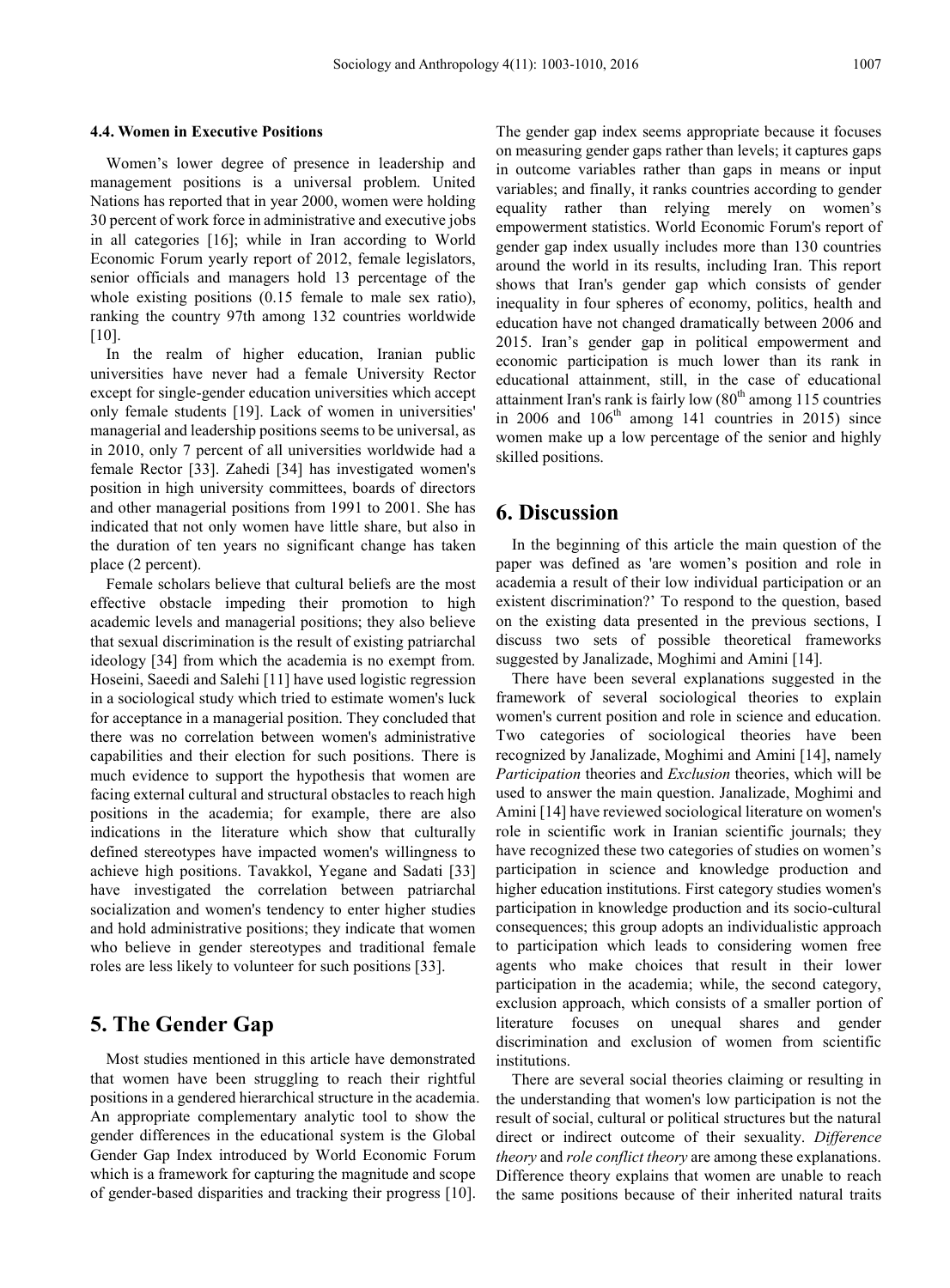### 4.4. Women in Executive Positions

Women's lower degree of presence in leadership and management positions is a universal problem. United Nations has reported that in year 2000, women were holding 30 percent of work force in administrative and executive jobs in all categories [16]; while in Iran according to World Economic Forum yearly report of 2012, female legislators, senior officials and managers hold 13 percentage of the whole existing positions (0.15 female to male sex ratio), ranking the country 97th among 132 countries worldwide [10].

In the realm of higher education, Iranian public universities have never had a female University Rector except for single-gender education universities which accept only female students [19]. Lack of women in universities' managerial and leadership positions seems to be universal, as in 2010, only 7 percent of all universities worldwide had a female Rector [33]. Zahedi [34] has investigated women's position in high university committees, boards of directors and other managerial positions from 1991 to 2001. She has indicated that not only women have little share, but also in the duration of ten years no significant change has taken place (2 percent).

Female scholars believe that cultural beliefs are the most effective obstacle impeding their promotion to high academic levels and managerial positions; they also believe that sexual discrimination is the result of existing patriarchal ideology [34] from which the academia is no exempt from. Hoseini, Saeedi and Salehi [11] have used logistic regression in a sociological study which tried to estimate women's luck for acceptance in a managerial position. They concluded that there was no correlation between women's administrative capabilities and their election for such positions. There is much evidence to support the hypothesis that women are facing external cultural and structural obstacles to reach high positions in the academia; for example, there are also indications in the literature which show that culturally defined stereotypes have impacted women's willingness to achieve high positions. Tavakkol, Yegane and Sadati [33] have investigated the correlation between patriarchal socialization and women's tendency to enter higher studies and hold administrative positions; they indicate that women who believe in gender stereotypes and traditional female roles are less likely to volunteer for such positions [33].

## 5. The Gender Gap

Most studies mentioned in this article have demonstrated that women have been struggling to reach their rightful positions in a gendered hierarchical structure in the academia. An appropriate complementary analytic tool to show the gender differences in the educational system is the Global Gender Gap Index introduced by World Economic Forum which is a framework for capturing the magnitude and scope of gender-based disparities and tracking their progress [10]. The gender gap index seems appropriate because it focuses on measuring gender gaps rather than levels; it captures gaps in outcome variables rather than gaps in means or input variables; and finally, it ranks countries according to gender equality rather than relying merely on women's empowerment statistics. World Economic Forum's report of gender gap index usually includes more than 130 countries around the world in its results, including Iran. This report shows that Iran's gender gap which consists of gender inequality in four spheres of economy, politics, health and education have not changed dramatically between 2006 and 2015. Iran's gender gap in political empowerment and economic participation is much lower than its rank in educational attainment, still, in the case of educational attainment Iran's rank is fairly low (80th among 115 countries in 2006 and 106th among 141 countries in 2015) since women make up a low percentage of the senior and highly skilled positions.

## 6. Discussion

In the beginning of this article the main question of the paper was defined as 'are women's position and role in academia a result of their low individual participation or an existent discrimination?' To respond to the question, based on the existing data presented in the previous sections, I discuss two sets of possible theoretical frameworks suggested by Janalizade, Moghimi and Amini [14].

There have been several explanations suggested in the framework of several sociological theories to explain women's current position and role in science and education. Two categories of sociological theories have been recognized by Janalizade, Moghimi and Amini [14], namely *Participation* theories and *Exclusion* theories, which will be used to answer the main question. Janalizade, Moghimi and Amini [14] have reviewed sociological literature on women's role in scientific work in Iranian scientific journals; they have recognized these two categories of studies on women's participation in science and knowledge production and higher education institutions. First category studies women's participation in knowledge production and its socio-cultural consequences; this group adopts an individualistic approach to participation which leads to considering women free agents who make choices that result in their lower participation in the academia; while, the second category, exclusion approach, which consists of a smaller portion of literature focuses on unequal shares and gender discrimination and exclusion of women from scientific institutions.

There are several social theories claiming or resulting in the understanding that women's low participation is not the result of social, cultural or political structures but the natural direct or indirect outcome of their sexuality. *Difference theory* and *role conflict theory* are among these explanations. Difference theory explains that women are unable to reach the same positions because of their inherited natural traits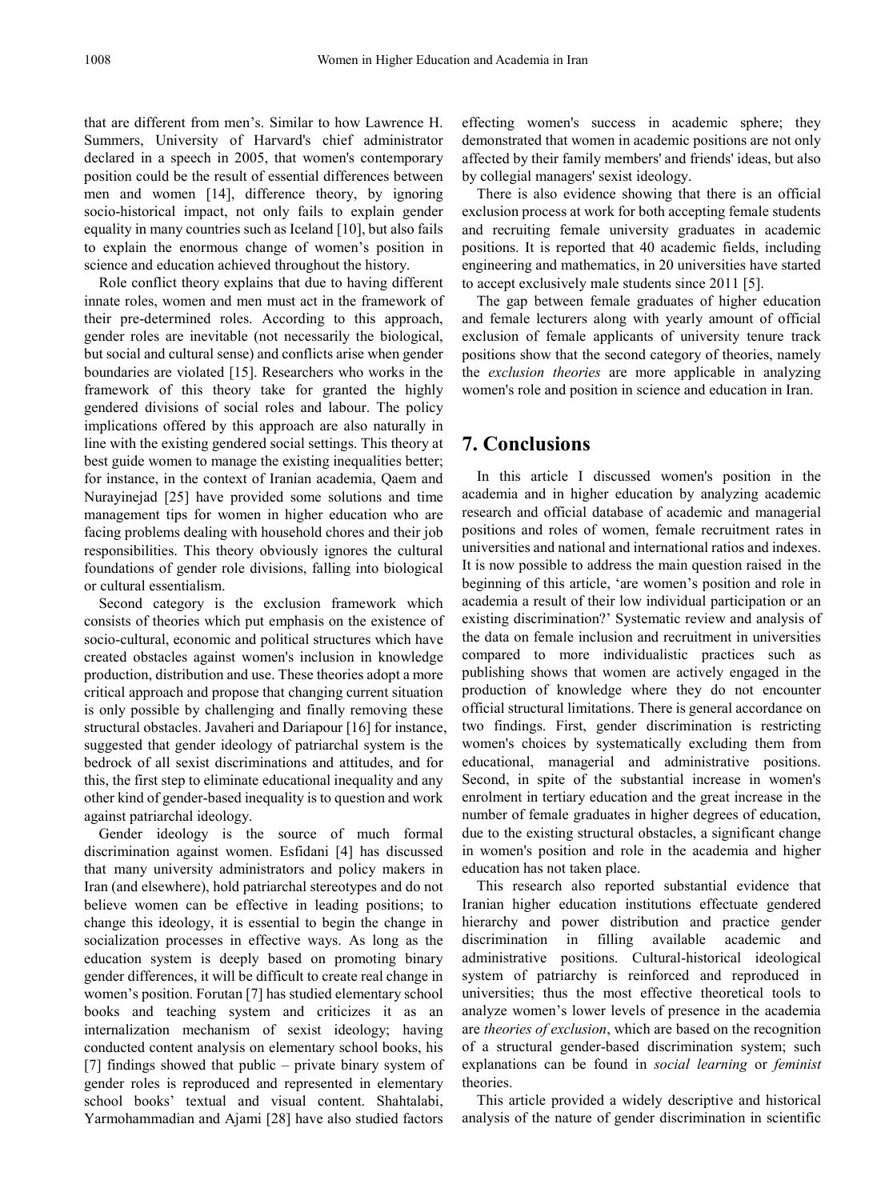that are different from men's. Similar to how Lawrence H. Summers, University of Harvard's chief administrator declared in a speech in 2005, that women's contemporary position could be the result of essential differences between men and women [14], difference theory, by ignoring socio-historical impact, not only fails to explain gender equality in many countries such as Iceland [10], but also fails to explain the enormous change of women's position in science and education achieved throughout the history.

Role conflict theory explains that due to having different innate roles, women and men must act in the framework of their pre-determined roles. According to this approach, gender roles are inevitable (not necessarily the biological, but social and cultural sense) and conflicts arise when gender boundaries are violated [15]. Researchers who works in the framework of this theory take for granted the highly gendered divisions of social roles and labour. The policy implications offered by this approach are also naturally in line with the existing gendered social settings. This theory at best guide women to manage the existing inequalities better; for instance, in the context of Iranian academia, Qaem and Nurayinejad [25] have provided some solutions and time management tips for women in higher education who are facing problems dealing with household chores and their job responsibilities. This theory obviously ignores the cultural foundations of gender role divisions, falling into biological or cultural essentialism.

Second category is the exclusion framework which consists of theories which put emphasis on the existence of socio-cultural, economic and political structures which have created obstacles against women's inclusion in knowledge production, distribution and use. These theories adopt a more critical approach and propose that changing current situation is only possible by challenging and finally removing these structural obstacles. Javaheri and Dariapour [16] for instance, suggested that gender ideology of patriarchal system is the bedrock of all sexist discriminations and attitudes, and for this, the first step to eliminate educational inequality and any other kind of gender-based inequality is to question and work against patriarchal ideology.

Gender ideology is the source of much formal discrimination against women. Esfidani [4] has discussed that many university administrators and policy makers in Iran (and elsewhere), hold patriarchal stereotypes and do not believe women can be effective in leading positions; to change this ideology, it is essential to begin the change in socialization processes in effective ways. As long as the education system is deeply based on promoting binary gender differences, it will be difficult to create real change in women's position. Forutan [7] has studied elementary school books and teaching system and criticizes it as an internalization mechanism of sexist ideology; having conducted content analysis on elementary school books, his [7] findings showed that public – private binary system of gender roles is reproduced and represented in elementary school books' textual and visual content. Shahtalabi, Yarmohammadian and Ajami [28] have also studied factors effecting women's success in academic sphere; they demonstrated that women in academic positions are not only affected by their family members' and friends' ideas, but also by collegial managers' sexist ideology.

There is also evidence showing that there is an official exclusion process at work for both accepting female students and recruiting female university graduates in academic positions. It is reported that 40 academic fields, including engineering and mathematics, in 20 universities have started to accept exclusively male students since 2011 [5].

The gap between female graduates of higher education and female lecturers along with yearly amount of official exclusion of female applicants of university tenure track positions show that the second category of theories, namely the *exclusion theories* are more applicable in analyzing women's role and position in science and education in Iran.

## 7. Conclusions

In this article I discussed women's position in the academia and in higher education by analyzing academic research and official database of academic and managerial positions and roles of women, female recruitment rates in universities and national and international ratios and indexes. It is now possible to address the main question raised in the beginning of this article, 'are women's position and role in academia a result of their low individual participation or an existing discrimination?' Systematic review and analysis of the data on female inclusion and recruitment in universities compared to more individualistic practices such as publishing shows that women are actively engaged in the production of knowledge where they do not encounter official structural limitations. There is general accordance on two findings. First, gender discrimination is restricting women's choices by systematically excluding them from educational, managerial and administrative positions. Second, in spite of the substantial increase in women's enrolment in tertiary education and the great increase in the number of female graduates in higher degrees of education, due to the existing structural obstacles, a significant change in women's position and role in the academia and higher education has not taken place.

This research also reported substantial evidence that Iranian higher education institutions effectuate gendered hierarchy and power distribution and practice gender discrimination in filling available academic and administrative positions. Cultural-historical ideological system of patriarchy is reinforced and reproduced in universities; thus the most effective theoretical tools to analyze women's lower levels of presence in the academia are *theories of exclusion*, which are based on the recognition of a structural gender-based discrimination system; such explanations can be found in *social learning* or *feminist* theories.

This article provided a widely descriptive and historical analysis of the nature of gender discrimination in scientific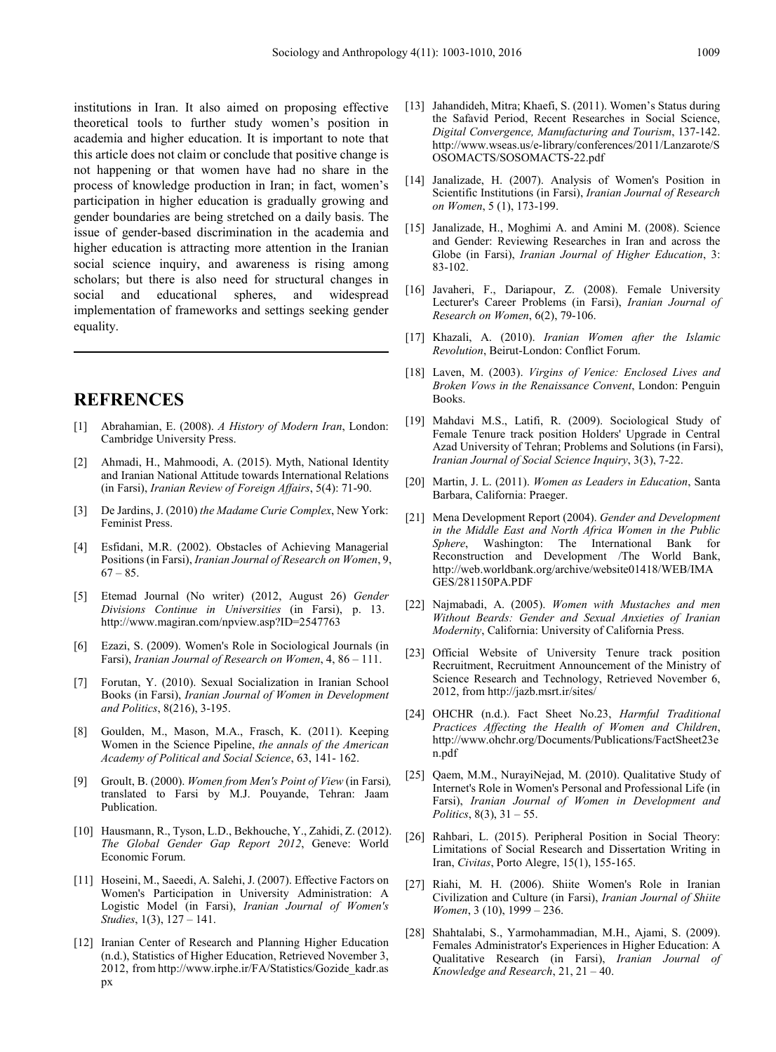institutions in Iran. It also aimed on proposing effective theoretical tools to further study women's position in academia and higher education. It is important to note that this article does not claim or conclude that positive change is not happening or that women have had no share in the process of knowledge production in Iran; in fact, women's participation in higher education is gradually growing and gender boundaries are being stretched on a daily basis. The issue of gender-based discrimination in the academia and higher education is attracting more attention in the Iranian social science inquiry, and awareness is rising among scholars; but there is also need for structural changes in social and educational spheres, and widespread implementation of frameworks and settings seeking gender equality.

---

## REFRENCES

[1] Abrahamian, E. (2008). *A History of Modern Iran*, London: Cambridge University Press.

[2] Ahmadi, H., Mahmoodi, A. (2015). Myth, National Identity and Iranian National Attitude towards International Relations (in Farsi), *Iranian Review of Foreign Affairs*, 5(4): 71-90.

[3] De Jardins, J. (2010) *the Madame Curie Complex*, New York: Feminist Press.

[4] Esfidani, M.R. (2002). Obstacles of Achieving Managerial Positions (in Farsi), *Iranian Journal of Research on Women*, 9, 67 – 85.

[5] Etemad Journal (No writer) (2012, August 26) *Gender Divisions Continue in Universities* (in Farsi), p. 13. http://www.magiran.com/npview.asp?ID=2547763

[6] Ezazi, S. (2009). Women's Role in Sociological Journals (in Farsi), *Iranian Journal of Research on Women*, 4, 86 – 111.

[7] Forutan, Y. (2010). Sexual Socialization in Iranian School Books (in Farsi), *Iranian Journal of Women in Development and Politics*, 8(216), 3-195.

[8] Goulden, M., Mason, M.A., Frasch, K. (2011). Keeping Women in the Science Pipeline, *the annals of the American Academy of Political and Social Science*, 63, 141- 162.

[9] Groult, B. (2000). *Women from Men's Point of View* (in Farsi), translated to Farsi by M.J. Pouyande, Tehran: Jaam Publication.

[10] Hausmann, R., Tyson, L.D., Bekhouche, Y., Zahidi, Z. (2012). *The Global Gender Gap Report 2012*, Geneve: World Economic Forum.

[11] Hoseini, M., Saeedi, A. Salehi, J. (2007). Effective Factors on Women's Participation in University Administration: A Logistic Model (in Farsi), *Iranian Journal of Women's Studies*, 1(3), 127 – 141.

[12] Iranian Center of Research and Planning Higher Education (n.d.), Statistics of Higher Education, Retrieved November 3, 2012, from http://www.irphe.ir/FA/Statistics/Gozide_kadr.aspx

[13] Jahandideh, Mitra; Khaefi, S. (2011). Women's Status during the Safavid Period, Recent Researches in Social Science, *Digital Convergence, Manufacturing and Tourism*, 137-142. http://www.wseas.us/e-library/conferences/2011/Lanzarote/SOSOMACTS/SOSOMACTS-22.pdf

[14] Janalizade, H. (2007). Analysis of Women's Position in Scientific Institutions (in Farsi), *Iranian Journal of Research on Women*, 5 (1), 173-199.

[15] Janalizade, H., Moghimi A. and Amini M. (2008). Science and Gender: Reviewing Researches in Iran and across the Globe (in Farsi), *Iranian Journal of Higher Education*, 3: 83-102.

[16] Javaheri, F., Dariapour, Z. (2008). Female University Lecturer's Career Problems (in Farsi), *Iranian Journal of Research on Women*, 6(2), 79-106.

[17] Khazali, A. (2010). *Iranian Women after the Islamic Revolution*, Beirut-London: Conflict Forum.

[18] Laven, M. (2003). *Virgins of Venice: Enclosed Lives and Broken Vows in the Renaissance Convent*, London: Penguin Books.

[19] Mahdavi M.S., Latifi, R. (2009). Sociological Study of Female Tenure track position Holders' Upgrade in Central Azad University of Tehran; Problems and Solutions (in Farsi), *Iranian Journal of Social Science Inquiry*, 3(3), 7-22.

[20] Martin, J. L. (2011). *Women as Leaders in Education*, Santa Barbara, California: Praeger.

[21] Mena Development Report (2004). *Gender and Development in the Middle East and North Africa Women in the Public Sphere*, Washington: The International Bank for Reconstruction and Development /The World Bank, http://web.worldbank.org/archive/website01418/WEB/IMAGES/281150PA.PDF

[22] Najmabadi, A. (2005). *Women with Mustaches and men Without Beards: Gender and Sexual Anxieties of Iranian Modernity*, California: University of California Press.

[23] Official Website of University Tenure track position Recruitment, Recruitment Announcement of the Ministry of Science Research and Technology, Retrieved November 6, 2012, from http://jazb.msrt.ir/sites/

[24] OHCHR (n.d.). Fact Sheet No.23, *Harmful Traditional Practices Affecting the Health of Women and Children*, http://www.ohchr.org/Documents/Publications/FactSheet23en.pdf

[25] Qaem, M.M., NurayiNejad, M. (2010). Qualitative Study of Internet's Role in Women's Personal and Professional Life (in Farsi), *Iranian Journal of Women in Development and Politics*, 8(3), 31 – 55.

[26] Rahbari, L. (2015). Peripheral Position in Social Theory: Limitations of Social Research and Dissertation Writing in Iran, *Civitas*, Porto Alegre, 15(1), 155-165.

[27] Riahi, M. H. (2006). Shiite Women's Role in Iranian Civilization and Culture (in Farsi), *Iranian Journal of Shiite Women*, 3 (10), 1999 – 236.

[28] Shahtalabi, S., Yarmohammadian, M.H., Ajami, S. (2009). Females Administrator's Experiences in Higher Education: A Qualitative Research (in Farsi), *Iranian Journal of Knowledge and Research*, 21, 21 – 40.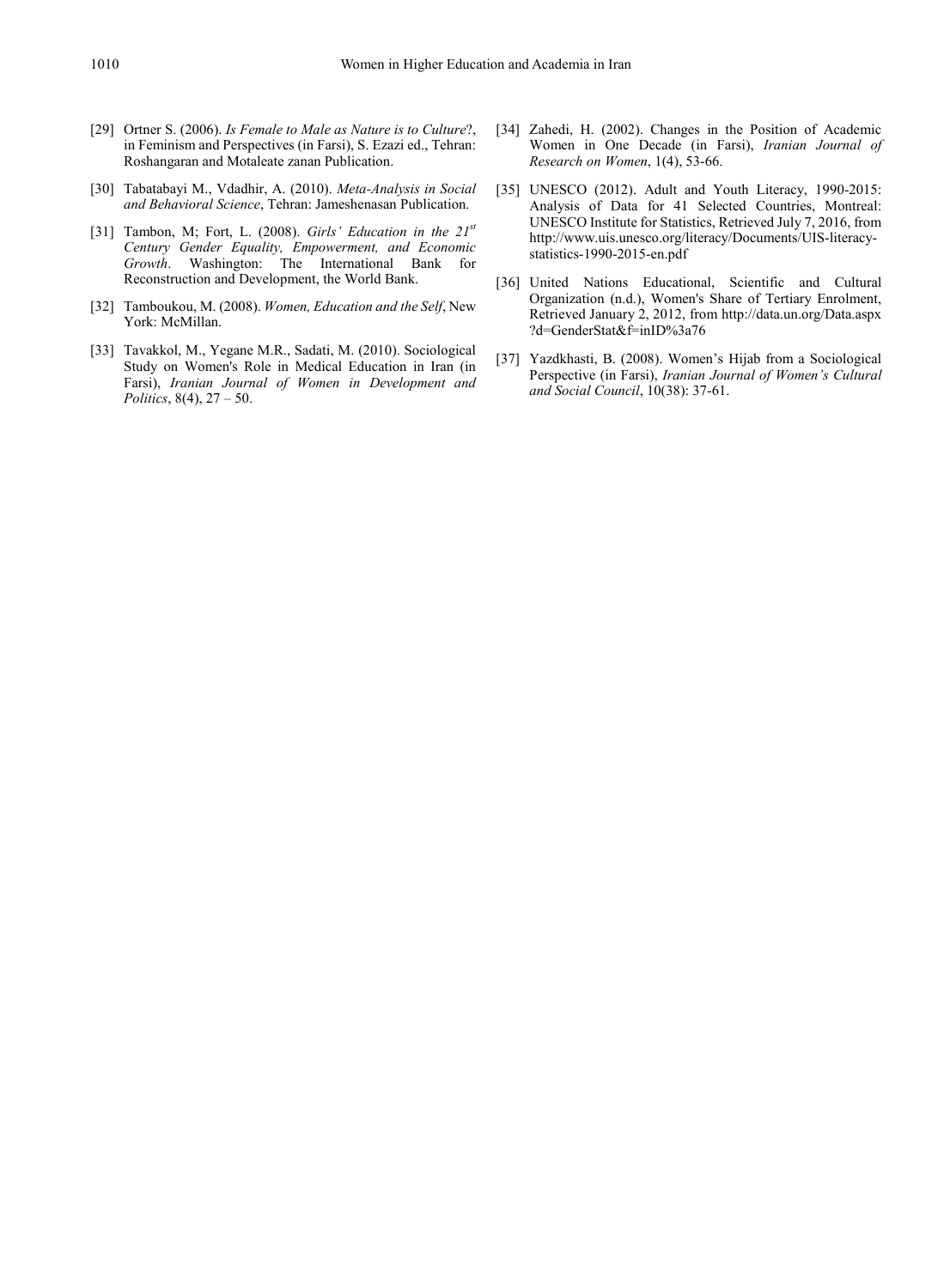[29] Ortner S. (2006). *Is Female to Male as Nature is to Culture*?, in Feminism and Perspectives (in Farsi), S. Ezazi ed., Tehran: Roshangaran and Motaleate zanan Publication.

[30] Tabatabayi M., Vdadhir, A. (2010). *Meta-Analysis in Social and Behavioral Science*, Tehran: Jameshenasan Publication.

[31] Tambon, M; Fort, L. (2008). *Girls' Education in the 21st Century Gender Equality, Empowerment, and Economic Growth*. Washington: The International Bank for Reconstruction and Development, the World Bank.

[32] Tamboukou, M. (2008). *Women, Education and the Self*, New York: McMillan.

[33] Tavakkol, M., Yegane M.R., Sadati, M. (2010). Sociological Study on Women's Role in Medical Education in Iran (in Farsi), *Iranian Journal of Women in Development and Politics*, 8(4), 27 – 50.

[34] Zahedi, H. (2002). Changes in the Position of Academic Women in One Decade (in Farsi), *Iranian Journal of Research on Women*, 1(4), 53-66.

[35] UNESCO (2012). Adult and Youth Literacy, 1990-2015: Analysis of Data for 41 Selected Countries, Montreal: UNESCO Institute for Statistics, Retrieved July 7, 2016, from http://www.uis.unesco.org/literacy/Documents/UIS-literacy-statistics-1990-2015-en.pdf

[36] United Nations Educational, Scientific and Cultural Organization (n.d.), Women's Share of Tertiary Enrolment, Retrieved January 2, 2012, from http://data.un.org/Data.aspx?d=GenderStat&f=inID%3a76

[37] Yazdkhasti, B. (2008). Women's Hijab from a Sociological Perspective (in Farsi), *Iranian Journal of Women's Cultural and Social Council*, 10(38): 37-61.